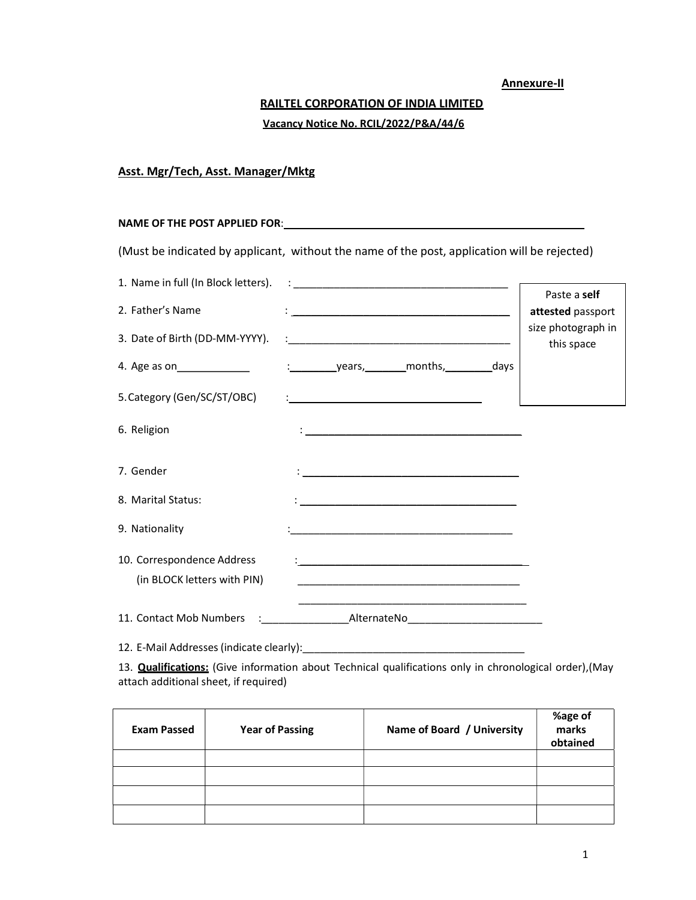**Annexure-II**

**RAILTEL CORPORATION OF INDIA LIMITED**

**Vacancy Notice No. RCIL/2022/P&A/44/6**

**Asst. Mgr/Tech, Asst. Manager/Mktg**

**NAME OF THE POST APPLIED FOR**:\_\_\_\_\_\_\_\_\_\_\_\_\_\_\_\_\_\_\_\_\_\_\_\_\_\_\_\_\_\_\_\_\_\_\_\_\_\_\_\_

(Must be indicated by applicant, without the name of the post, application will be rejected)

Paste a **self attested** passport size photograph in this space

1. Name in full (In Block letters). : \_\_\_\_\_\_\_\_\_\_\_\_\_\_\_\_\_\_\_\_\_\_\_\_\_\_\_\_\_\_\_\_\_\_\_\_
2. Father's Name : \_\_\_\_\_\_\_\_\_\_\_\_\_\_\_\_\_\_\_\_\_\_\_\_\_\_\_\_\_\_\_\_\_\_\_\_
3. Date of Birth (DD-MM-YYYY). :\_\_\_\_\_\_\_\_\_\_\_\_\_\_\_\_\_\_\_\_\_\_\_\_\_\_\_\_\_\_\_\_\_\_\_\_
4. Age as on\_\_\_\_\_\_\_\_\_\_\_\_ :\_\_\_\_\_\_\_\_years,\_\_\_\_\_\_\_months,\_\_\_\_\_\_\_\_days
5. Category (Gen/SC/ST/OBC) :\_\_\_\_\_\_\_\_\_\_\_\_\_\_\_\_\_\_\_\_\_\_\_\_\_\_\_\_\_\_
6. Religion : \_\_\_\_\_\_\_\_\_\_\_\_\_\_\_\_\_\_\_\_\_\_\_\_\_\_\_\_\_\_\_\_\_\_\_\_
7. Gender : \_\_\_\_\_\_\_\_\_\_\_\_\_\_\_\_\_\_\_\_\_\_\_\_\_\_\_\_\_\_\_\_\_\_\_\_
8. Marital Status: : \_\_\_\_\_\_\_\_\_\_\_\_\_\_\_\_\_\_\_\_\_\_\_\_\_\_\_\_\_\_\_\_\_\_\_\_
9. Nationality :\_\_\_\_\_\_\_\_\_\_\_\_\_\_\_\_\_\_\_\_\_\_\_\_\_\_\_\_\_\_\_\_\_\_\_\_
10. Correspondence Address (in BLOCK letters with PIN) :\_\_\_\_\_\_\_\_\_\_\_\_\_\_\_\_\_\_\_\_\_\_\_\_\_\_\_\_\_\_\_\_\_\_\_\_
\_\_\_\_\_\_\_\_\_\_\_\_\_\_\_\_\_\_\_\_\_\_\_\_\_\_\_\_\_\_\_\_\_\_\_\_
\_\_\_\_\_\_\_\_\_\_\_\_\_\_\_\_\_\_\_\_\_\_\_\_\_\_\_\_\_\_\_\_\_\_\_\_
11. Contact Mob Numbers :\_\_\_\_\_\_\_\_\_\_\_\_\_\_\_AlternateNo\_\_\_\_\_\_\_\_\_\_\_\_\_\_\_\_\_\_\_\_\_\_
12. E-Mail Addresses (indicate clearly):\_\_\_\_\_\_\_\_\_\_\_\_\_\_\_\_\_\_\_\_\_\_\_\_\_\_\_\_\_\_\_\_\_\_\_\_
13. **Qualifications:** (Give information about Technical qualifications only in chronological order),(May attach additional sheet, if required)

| Exam Passed | Year of Passing | Name of Board / University | %age of marks obtained |
|---|---|---|---|
| | | | |
| | | | |
| | | | |
| | | | |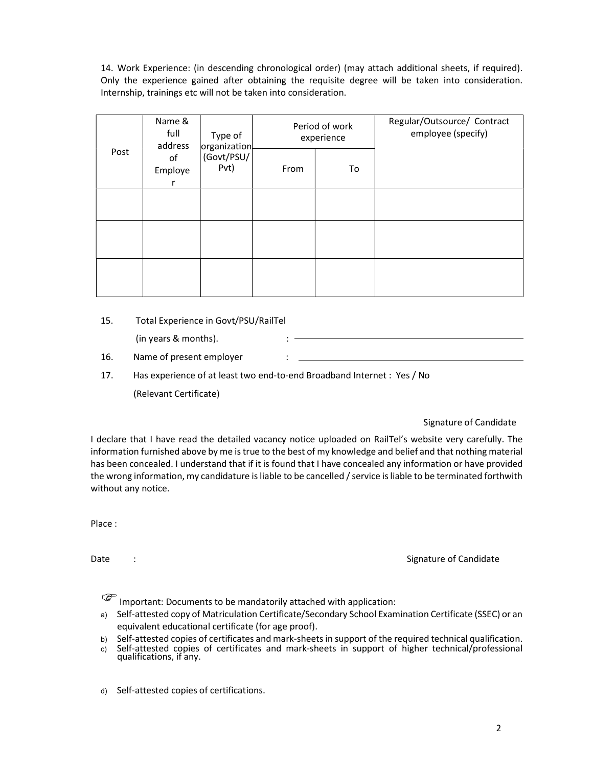14. Work Experience: (in descending chronological order) (may attach additional sheets, if required). Only the experience gained after obtaining the requisite degree will be taken into consideration. Internship, trainings etc will not be taken into consideration.

| Post | Name & full address of Employer | Type of organization (Govt/PSU/ Pvt) | Period of work experience | | Regular/Outsource/ Contract employee (specify) |
|---|---|---|---|---|---|
| | | | From | To | |
| | | | | | |
| | | | | | |
| | | | | | |

15. Total Experience in Govt/PSU/RailTel (in years & months). : ______________________

16. Name of present employer : ______________________

17. Has experience of at least two end-to-end Broadband Internet : Yes / No (Relevant Certificate)

Signature of Candidate

I declare that I have read the detailed vacancy notice uploaded on RailTel's website very carefully. The information furnished above by me is true to the best of my knowledge and belief and that nothing material has been concealed. I understand that if it is found that I have concealed any information or have provided the wrong information, my candidature is liable to be cancelled / service is liable to be terminated forthwith without any notice.

Place :

Date :

Signature of Candidate

☞ Important: Documents to be mandatorily attached with application:

a) Self-attested copy of Matriculation Certificate/Secondary School Examination Certificate (SSEC) or an equivalent educational certificate (for age proof).
b) Self-attested copies of certificates and mark-sheets in support of the required technical qualification.
c) Self-attested copies of certificates and mark-sheets in support of higher technical/professional qualifications, if any.
d) Self-attested copies of certifications.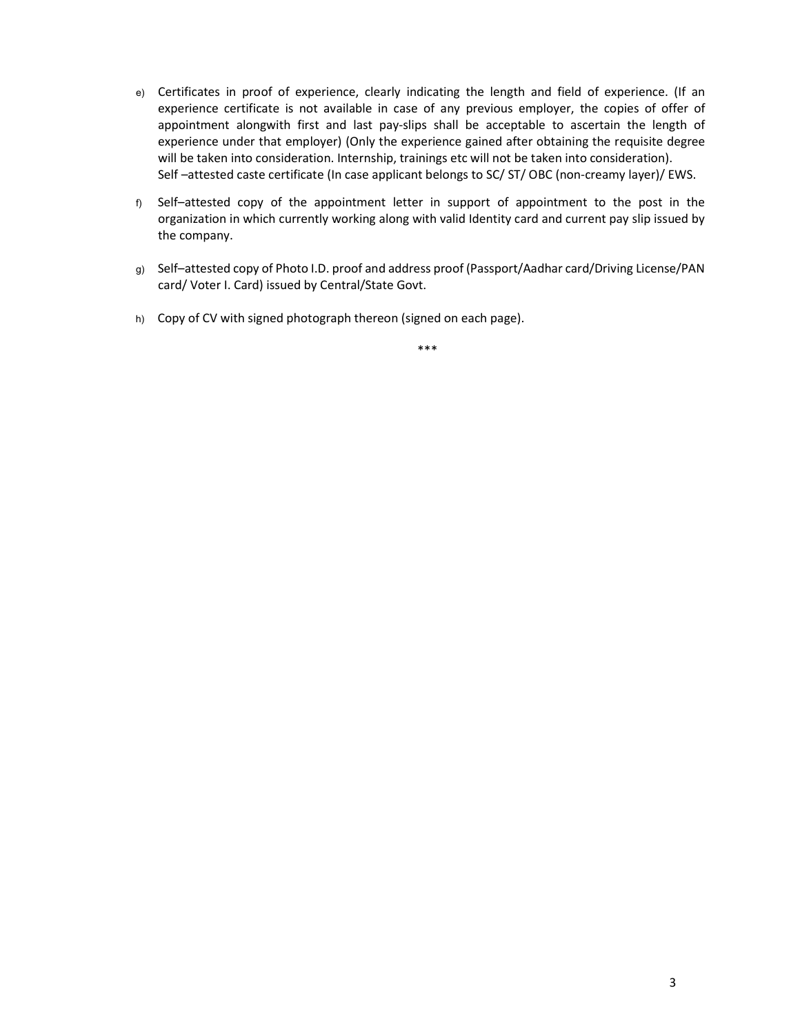e) Certificates in proof of experience, clearly indicating the length and field of experience. (If an experience certificate is not available in case of any previous employer, the copies of offer of appointment alongwith first and last pay-slips shall be acceptable to ascertain the length of experience under that employer) (Only the experience gained after obtaining the requisite degree will be taken into consideration. Internship, trainings etc will not be taken into consideration).
   Self –attested caste certificate (In case applicant belongs to SC/ ST/ OBC (non-creamy layer)/ EWS.

f) Self–attested copy of the appointment letter in support of appointment to the post in the organization in which currently working along with valid Identity card and current pay slip issued by the company.

g) Self–attested copy of Photo I.D. proof and address proof (Passport/Aadhar card/Driving License/PAN card/ Voter I. Card) issued by Central/State Govt.

h) Copy of CV with signed photograph thereon (signed on each page).

***